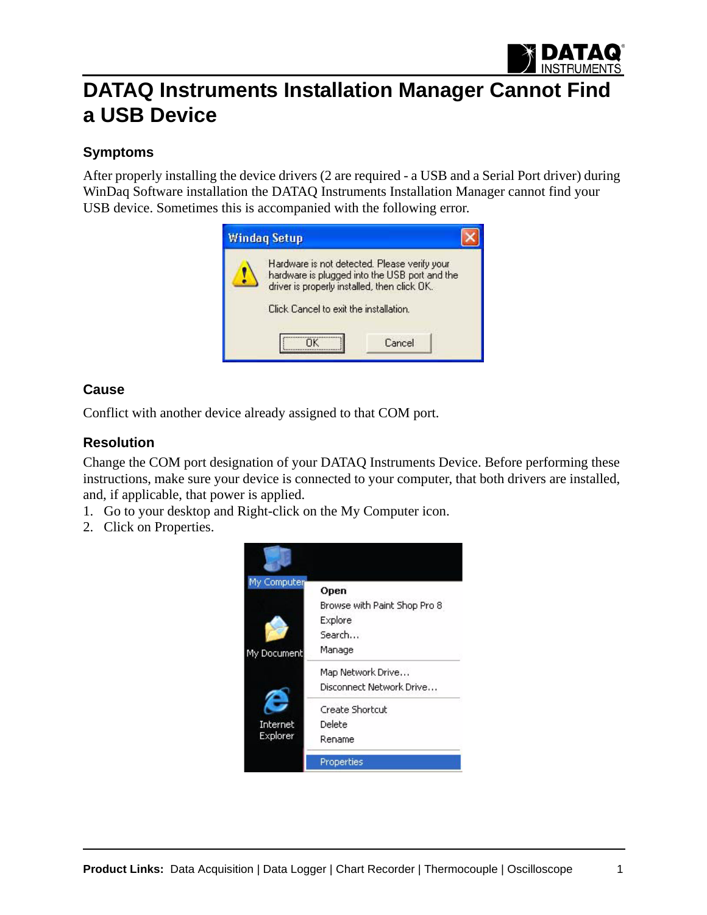# DATAQ Instruments Installation Manager Cannot Find a USB Device

### Symptoms

After properly installing the device drivers (2 are required - a USB and a Serial Port driver) during WinDaq Software installation the DATAQ Instruments Installation Manager cannot find your USB device. Sometimes this is accompanied with the following error.

### Cause

Conflict with another device already assigned to that COM port.

### Resolution

Change the COM port designation of your DATAQ Instruments Device. Before performing these instructions, make sure your device is connected to your computer, that both drivers are installed, and, if applicable, that power is applied.

1. Go to your desktop and Right-click on the My Computer icon.
2. Click on Properties.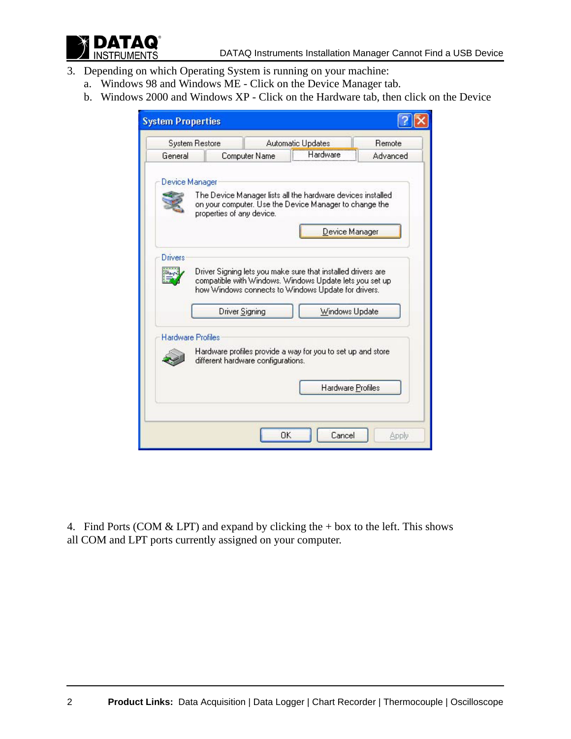3. Depending on which Operating System is running on your machine:
   a. Windows 98 and Windows ME - Click on the Device Manager tab.
   b. Windows 2000 and Windows XP - Click on the Hardware tab, then click on the Device

4. Find Ports (COM & LPT) and expand by clicking the + box to the left. This shows all COM and LPT ports currently assigned on your computer.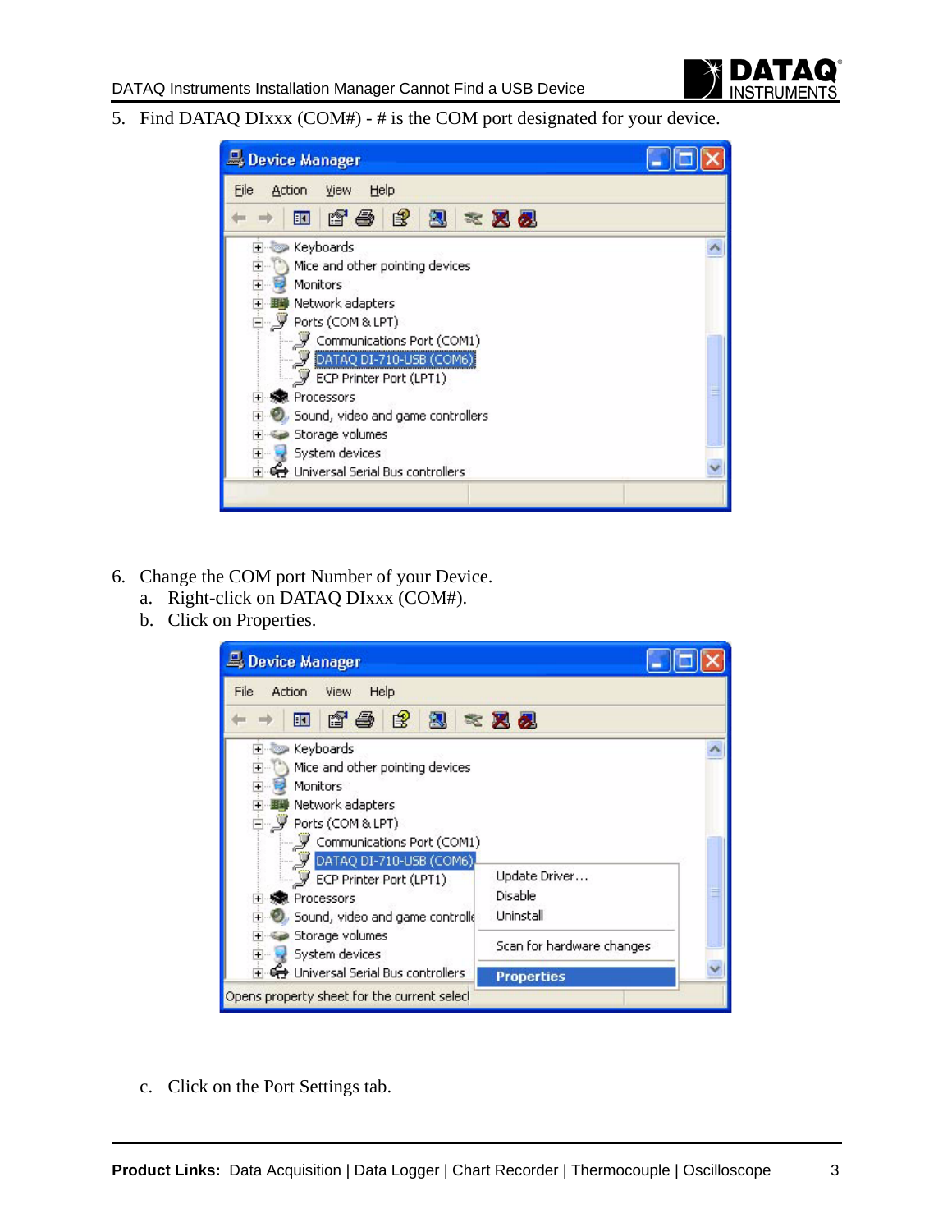5. Find DATAQ DIxxx (COM#) - # is the COM port designated for your device.

6. Change the COM port Number of your Device.
   a. Right-click on DATAQ DIxxx (COM#).
   b. Click on Properties.

   c. Click on the Port Settings tab.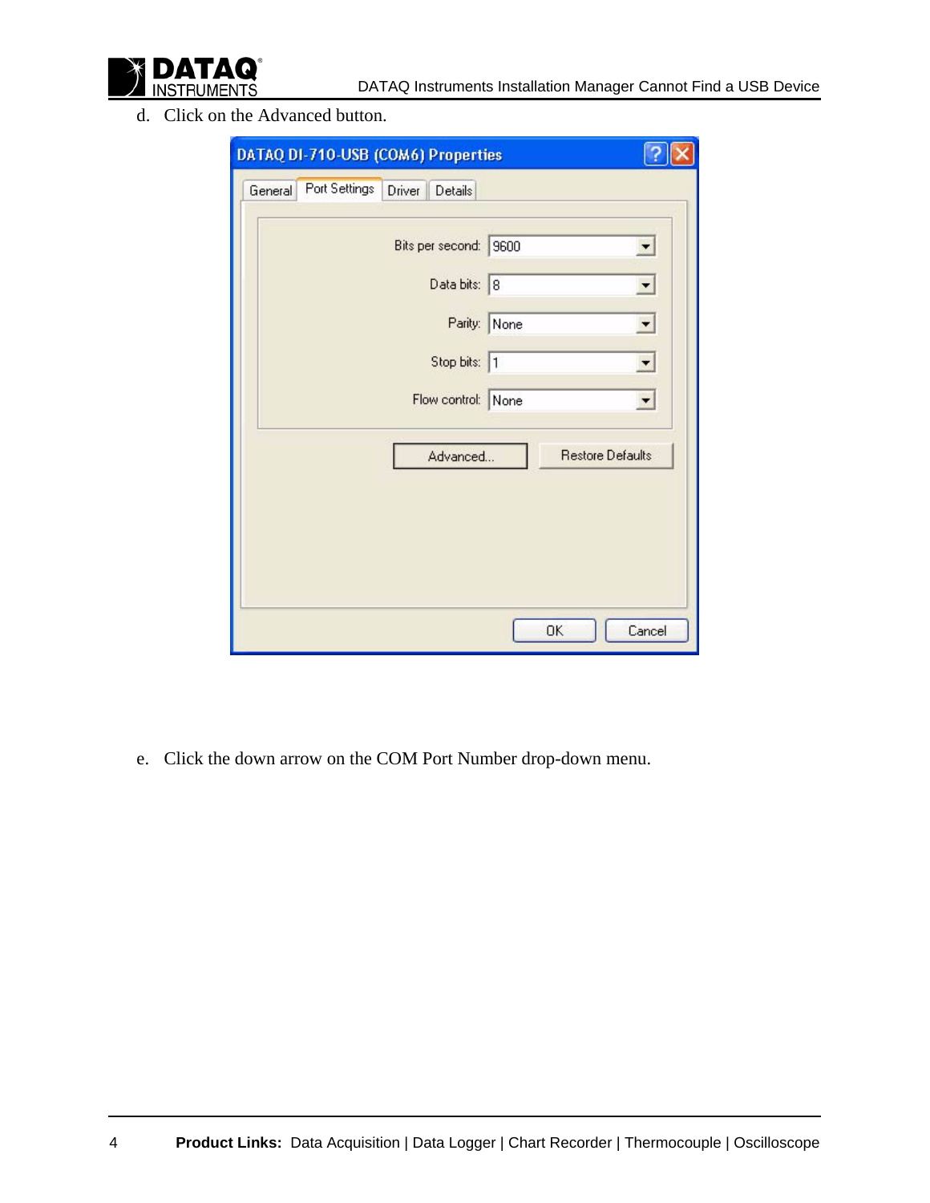d. Click on the Advanced button.

e. Click the down arrow on the COM Port Number drop-down menu.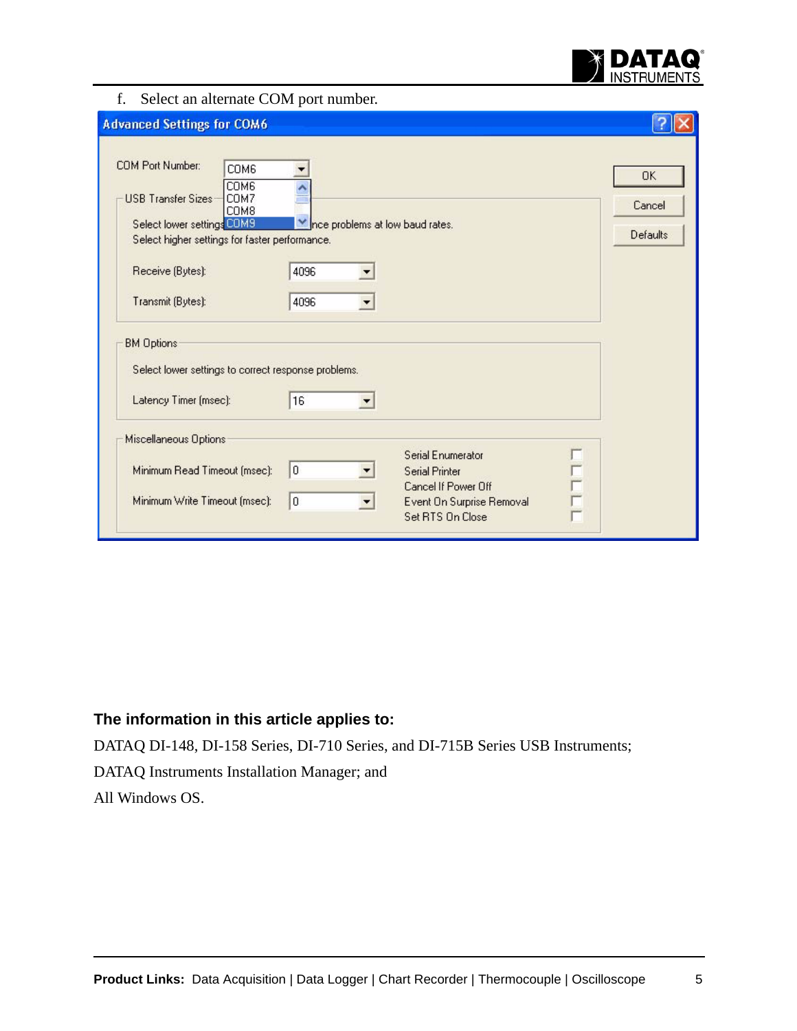f. Select an alternate COM port number.

Advanced Settings for COM6

COM Port Number: COM6

COM6
COM7
COM8
COM9

USB Transfer Sizes

Select lower settings to correct performance problems at low baud rates.
Select higher settings for faster performance.

Receive (Bytes): 4096

Transmit (Bytes): 4096

BM Options

Select lower settings to correct response problems.

Latency Timer (msec): 16

Miscellaneous Options

Minimum Read Timeout (msec): 0

Minimum Write Timeout (msec): 0

Serial Enumerator
Serial Printer
Cancel If Power Off
Event On Surprise Removal
Set RTS On Close

OK
Cancel
Defaults

**The information in this article applies to:**

DATAQ DI-148, DI-158 Series, DI-710 Series, and DI-715B Series USB Instruments;

DATAQ Instruments Installation Manager; and

All Windows OS.

**Product Links:** Data Acquisition | Data Logger | Chart Recorder | Thermocouple | Oscilloscope